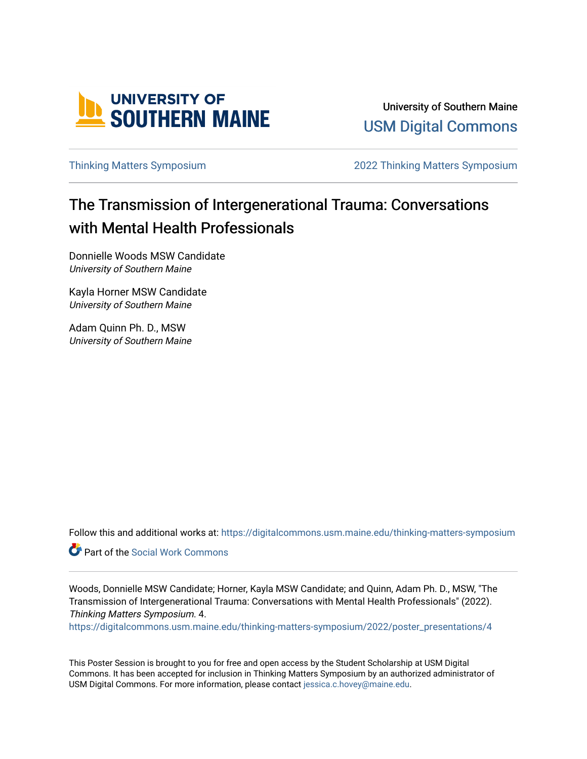University of Southern Maine

USM Digital Commons

Thinking Matters Symposium

2022 Thinking Matters Symposium

# The Transmission of Intergenerational Trauma: Conversations with Mental Health Professionals

Donnielle Woods MSW Candidate
*University of Southern Maine*

Kayla Horner MSW Candidate
*University of Southern Maine*

Adam Quinn Ph. D., MSW
*University of Southern Maine*

Follow this and additional works at: https://digitalcommons.usm.maine.edu/thinking-matters-symposium

Part of the Social Work Commons

Woods, Donnielle MSW Candidate; Horner, Kayla MSW Candidate; and Quinn, Adam Ph. D., MSW, "The Transmission of Intergenerational Trauma: Conversations with Mental Health Professionals" (2022). *Thinking Matters Symposium*. 4.
https://digitalcommons.usm.maine.edu/thinking-matters-symposium/2022/poster_presentations/4

This Poster Session is brought to you for free and open access by the Student Scholarship at USM Digital Commons. It has been accepted for inclusion in Thinking Matters Symposium by an authorized administrator of USM Digital Commons. For more information, please contact jessica.c.hovey@maine.edu.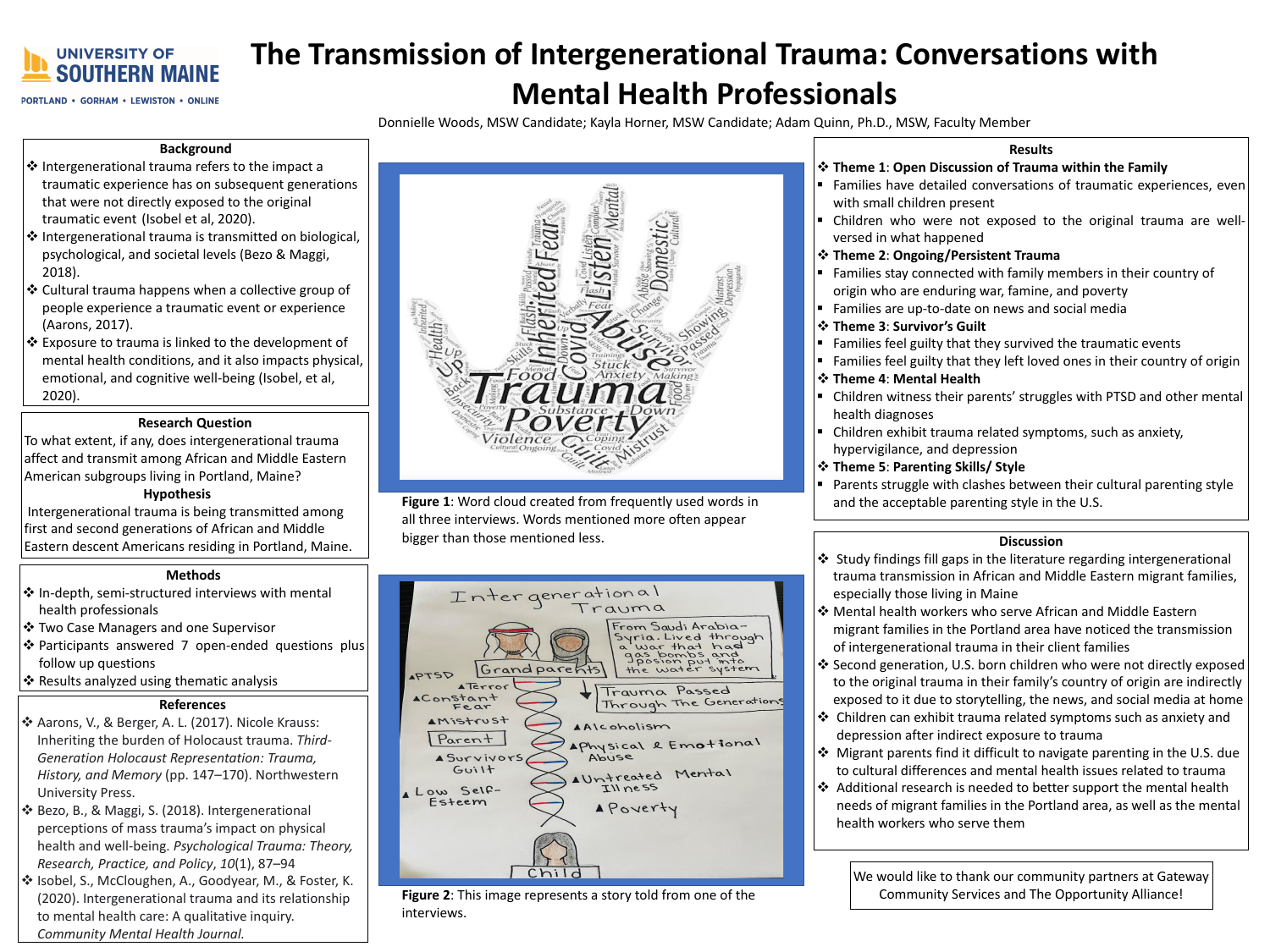# The Transmission of Intergenerational Trauma: Conversations with Mental Health Professionals

Donnielle Woods, MSW Candidate; Kayla Horner, MSW Candidate; Adam Quinn, Ph.D., MSW, Faculty Member

## Background

- Intergenerational trauma refers to the impact a traumatic experience has on subsequent generations that were not directly exposed to the original traumatic event (Isobel et al, 2020).
- Intergenerational trauma is transmitted on biological, psychological, and societal levels (Bezo & Maggi, 2018).
- Cultural trauma happens when a collective group of people experience a traumatic event or experience (Aarons, 2017).
- Exposure to trauma is linked to the development of mental health conditions, and it also impacts physical, emotional, and cognitive well-being (Isobel, et al, 2020).

## Research Question

To what extent, if any, does intergenerational trauma affect and transmit among African and Middle Eastern American subgroups living in Portland, Maine?

## Hypothesis

Intergenerational trauma is being transmitted among first and second generations of African and Middle Eastern descent Americans residing in Portland, Maine.

## Methods

- In-depth, semi-structured interviews with mental health professionals
- Two Case Managers and one Supervisor
- Participants answered 7 open-ended questions plus follow up questions
- Results analyzed using thematic analysis

## References

- Aarons, V., & Berger, A. L. (2017). Nicole Krauss: Inheriting the burden of Holocaust trauma. *Third-Generation Holocaust Representation: Trauma, History, and Memory* (pp. 147–170). Northwestern University Press.
- Bezo, B., & Maggi, S. (2018). Intergenerational perceptions of mass trauma's impact on physical health and well-being. *Psychological Trauma: Theory, Research, Practice, and Policy*, *10*(1), 87–94
- Isobel, S., McCloughen, A., Goodyear, M., & Foster, K. (2020). Intergenerational trauma and its relationship to mental health care: A qualitative inquiry. *Community Mental Health Journal.*

Figure 1: Word cloud created from frequently used words in all three interviews. Words mentioned more often appear bigger than those mentioned less.

Figure 2: This image represents a story told from one of the interviews.

## Results

- **Theme 1: Open Discussion of Trauma within the Family**
  - Families have detailed conversations of traumatic experiences, even with small children present
  - Children who were not exposed to the original trauma are well-versed in what happened
- **Theme 2: Ongoing/Persistent Trauma**
  - Families stay connected with family members in their country of origin who are enduring war, famine, and poverty
  - Families are up-to-date on news and social media
- **Theme 3: Survivor's Guilt**
  - Families feel guilty that they survived the traumatic events
  - Families feel guilty that they left loved ones in their country of origin
- **Theme 4: Mental Health**
  - Children witness their parents' struggles with PTSD and other mental health diagnoses
  - Children exhibit trauma related symptoms, such as anxiety, hypervigilance, and depression
- **Theme 5: Parenting Skills/ Style**
  - Parents struggle with clashes between their cultural parenting style and the acceptable parenting style in the U.S.

## Discussion

- Study findings fill gaps in the literature regarding intergenerational trauma transmission in African and Middle Eastern migrant families, especially those living in Maine
- Mental health workers who serve African and Middle Eastern migrant families in the Portland area have noticed the transmission of intergenerational trauma in their client families
- Second generation, U.S. born children who were not directly exposed to the original trauma in their family's country of origin are indirectly exposed to it due to storytelling, the news, and social media at home
- Children can exhibit trauma related symptoms such as anxiety and depression after indirect exposure to trauma
- Migrant parents find it difficult to navigate parenting in the U.S. due to cultural differences and mental health issues related to trauma
- Additional research is needed to better support the mental health needs of migrant families in the Portland area, as well as the mental health workers who serve them

We would like to thank our community partners at Gateway Community Services and The Opportunity Alliance!